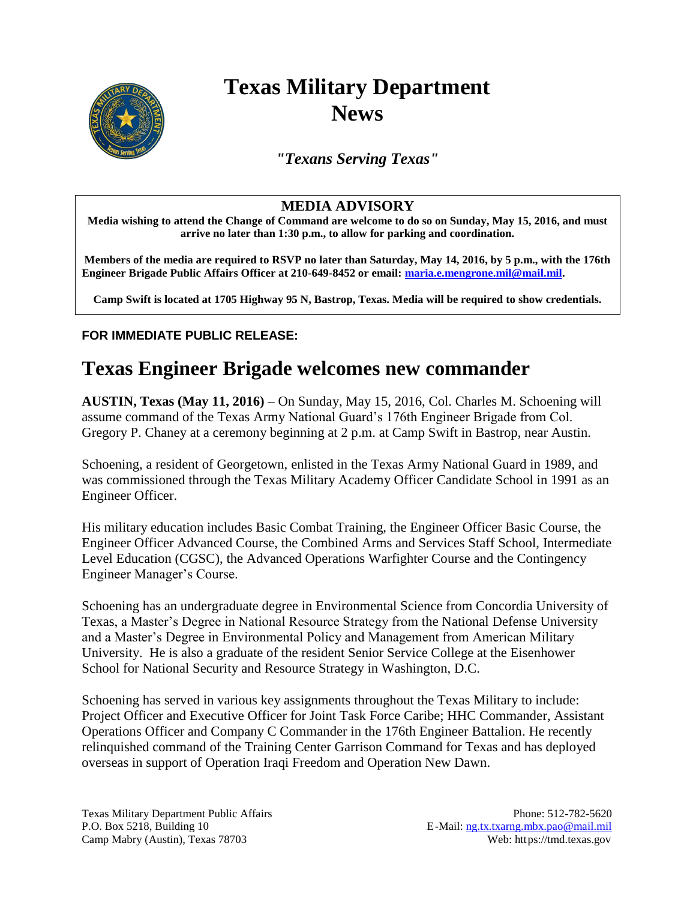# Texas Military Department News

*"Texans Serving Texas"*

**MEDIA ADVISORY**

**Media wishing to attend the Change of Command are welcome to do so on Sunday, May 15, 2016, and must arrive no later than 1:30 p.m., to allow for parking and coordination.**

**Members of the media are required to RSVP no later than Saturday, May 14, 2016, by 5 p.m., with the 176th Engineer Brigade Public Affairs Officer at 210-649-8452 or email: maria.e.mengrone.mil@mail.mil.**

**Camp Swift is located at 1705 Highway 95 N, Bastrop, Texas. Media will be required to show credentials.**

**FOR IMMEDIATE PUBLIC RELEASE:**

## Texas Engineer Brigade welcomes new commander

**AUSTIN, Texas (May 11, 2016)** – On Sunday, May 15, 2016, Col. Charles M. Schoening will assume command of the Texas Army National Guard's 176th Engineer Brigade from Col. Gregory P. Chaney at a ceremony beginning at 2 p.m. at Camp Swift in Bastrop, near Austin.

Schoening, a resident of Georgetown, enlisted in the Texas Army National Guard in 1989, and was commissioned through the Texas Military Academy Officer Candidate School in 1991 as an Engineer Officer.

His military education includes Basic Combat Training, the Engineer Officer Basic Course, the Engineer Officer Advanced Course, the Combined Arms and Services Staff School, Intermediate Level Education (CGSC), the Advanced Operations Warfighter Course and the Contingency Engineer Manager's Course.

Schoening has an undergraduate degree in Environmental Science from Concordia University of Texas, a Master's Degree in National Resource Strategy from the National Defense University and a Master's Degree in Environmental Policy and Management from American Military University. He is also a graduate of the resident Senior Service College at the Eisenhower School for National Security and Resource Strategy in Washington, D.C.

Schoening has served in various key assignments throughout the Texas Military to include: Project Officer and Executive Officer for Joint Task Force Caribe; HHC Commander, Assistant Operations Officer and Company C Commander in the 176th Engineer Battalion. He recently relinquished command of the Training Center Garrison Command for Texas and has deployed overseas in support of Operation Iraqi Freedom and Operation New Dawn.

Texas Military Department Public Affairs
P.O. Box 5218, Building 10
Camp Mabry (Austin), Texas 78703

Phone: 512-782-5620
E-Mail: ng.tx.txarng.mbx.pao@mail.mil
Web: https://tmd.texas.gov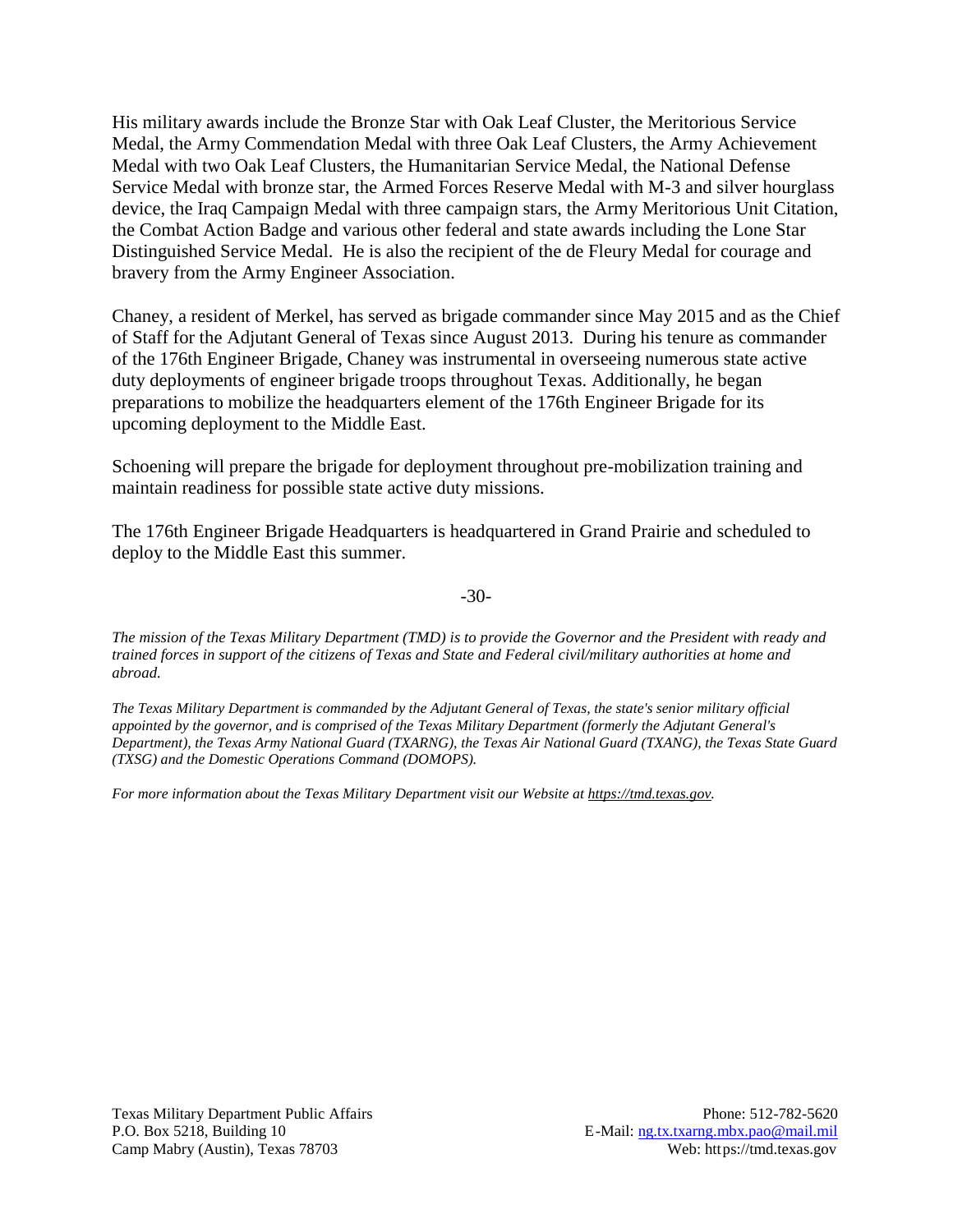His military awards include the Bronze Star with Oak Leaf Cluster, the Meritorious Service Medal, the Army Commendation Medal with three Oak Leaf Clusters, the Army Achievement Medal with two Oak Leaf Clusters, the Humanitarian Service Medal, the National Defense Service Medal with bronze star, the Armed Forces Reserve Medal with M-3 and silver hourglass device, the Iraq Campaign Medal with three campaign stars, the Army Meritorious Unit Citation, the Combat Action Badge and various other federal and state awards including the Lone Star Distinguished Service Medal. He is also the recipient of the de Fleury Medal for courage and bravery from the Army Engineer Association.

Chaney, a resident of Merkel, has served as brigade commander since May 2015 and as the Chief of Staff for the Adjutant General of Texas since August 2013. During his tenure as commander of the 176th Engineer Brigade, Chaney was instrumental in overseeing numerous state active duty deployments of engineer brigade troops throughout Texas. Additionally, he began preparations to mobilize the headquarters element of the 176th Engineer Brigade for its upcoming deployment to the Middle East.

Schoening will prepare the brigade for deployment throughout pre-mobilization training and maintain readiness for possible state active duty missions.

The 176th Engineer Brigade Headquarters is headquartered in Grand Prairie and scheduled to deploy to the Middle East this summer.

-30-

*The mission of the Texas Military Department (TMD) is to provide the Governor and the President with ready and trained forces in support of the citizens of Texas and State and Federal civil/military authorities at home and abroad.*

*The Texas Military Department is commanded by the Adjutant General of Texas, the state's senior military official appointed by the governor, and is comprised of the Texas Military Department (formerly the Adjutant General's Department), the Texas Army National Guard (TXARNG), the Texas Air National Guard (TXANG), the Texas State Guard (TXSG) and the Domestic Operations Command (DOMOPS).*

*For more information about the Texas Military Department visit our Website at https://tmd.texas.gov.*

Texas Military Department Public Affairs
P.O. Box 5218, Building 10
Camp Mabry (Austin), Texas 78703

Phone: 512-782-5620
E-Mail: ng.tx.txarng.mbx.pao@mail.mil
Web: https://tmd.texas.gov